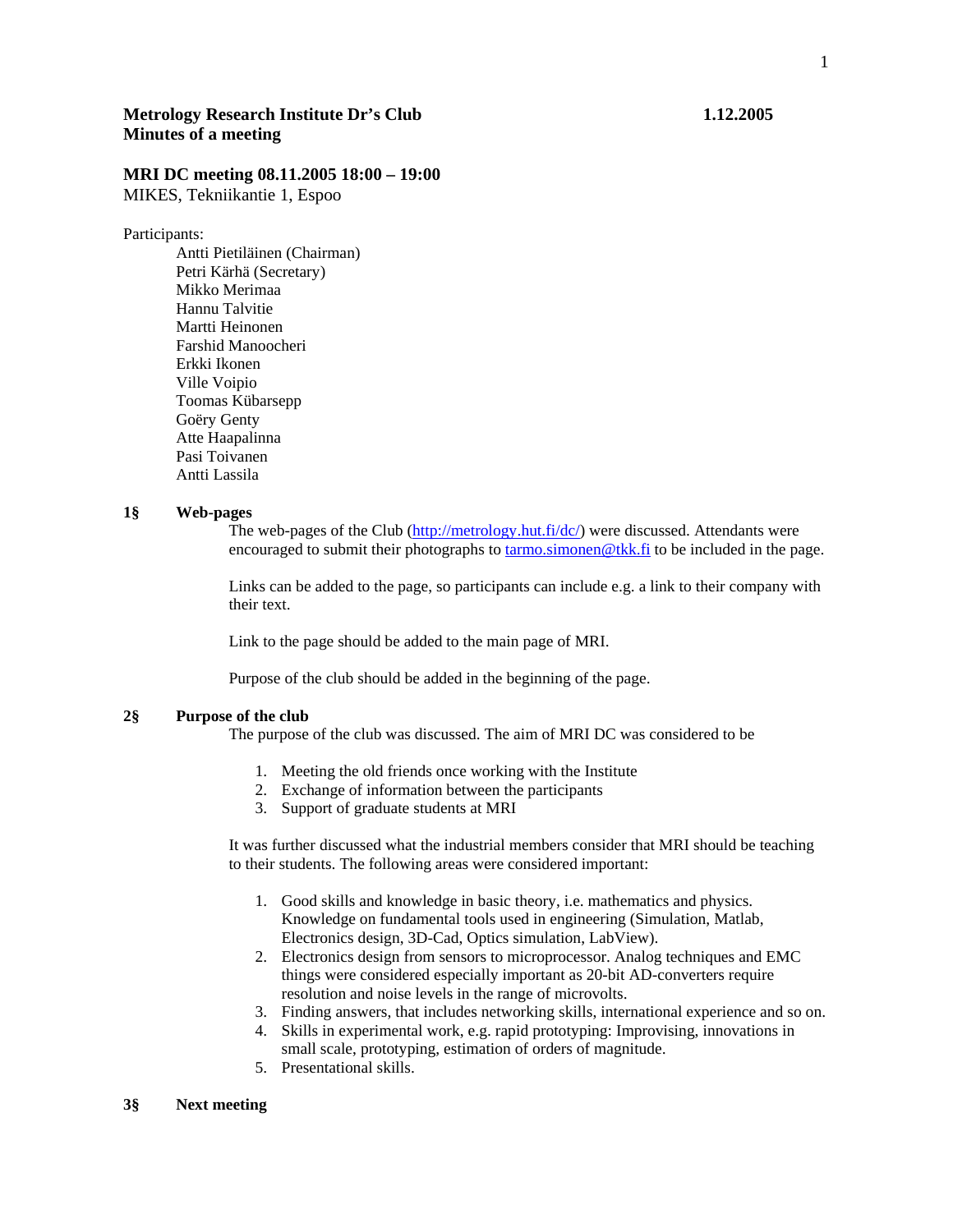**Metology Research Institute Dr's Club** **1.12.2005**

**Minutes of a meeting**

## MRI DC meeting 08.11.2005 18:00 – 19:00

MIKES, Tekniikantie 1, Espoo

Participants:

- Antti Pietiläinen (Chairman)
- Petri Kärhä (Secretary)
- Mikko Merimaa
- Hannu Talvitie
- Martti Heinonen
- Farshid Manoocheri
- Erkki Ikonen
- Ville Voipio
- Toomas Kübarsepp
- Goëry Genty
- Atte Haapalinna
- Pasi Toivanen
- Antti Lassila

### 1§ Web-pages

The web-pages of the Club (http://metrology.hut.fi/dc/) were discussed. Attendants were encouraged to submit their photographs to tarmo.simonen@tkk.fi to be included in the page.

Links can be added to the page, so participants can include e.g. a link to their company with their text.

Link to the page should be added to the main page of MRI.

Purpose of the club should be added in the beginning of the page.

### 2§ Purpose of the club

The purpose of the club was discussed. The aim of MRI DC was considered to be

1. Meeting the old friends once working with the Institute
2. Exchange of information between the participants
3. Support of graduate students at MRI

It was further discussed what the industrial members consider that MRI should be teaching to their students. The following areas were considered important:

1. Good skills and knowledge in basic theory, i.e. mathematics and physics. Knowledge on fundamental tools used in engineering (Simulation, Matlab, Electronics design, 3D-Cad, Optics simulation, LabView).
2. Electronics design from sensors to microprocessor. Analog techniques and EMC things were considered especially important as 20-bit AD-converters require resolution and noise levels in the range of microvolts.
3. Finding answers, that includes networking skills, international experience and so on.
4. Skills in experimental work, e.g. rapid prototyping: Improvising, innovations in small scale, prototyping, estimation of orders of magnitude.
5. Presentational skills.

### 3§ Next meeting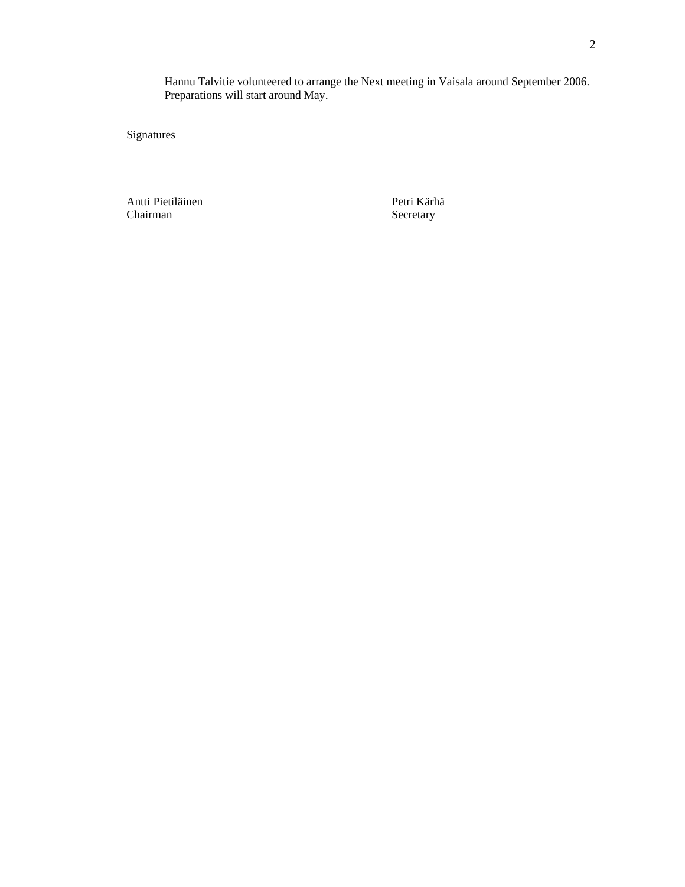Hannu Talvitie volunteered to arrange the Next meeting in Vaisala around September 2006. Preparations will start around May.

Signatures

| | |
|---|---|
| Antti Pietiläinen | Petri Kärhä |
| Chairman | Secretary |